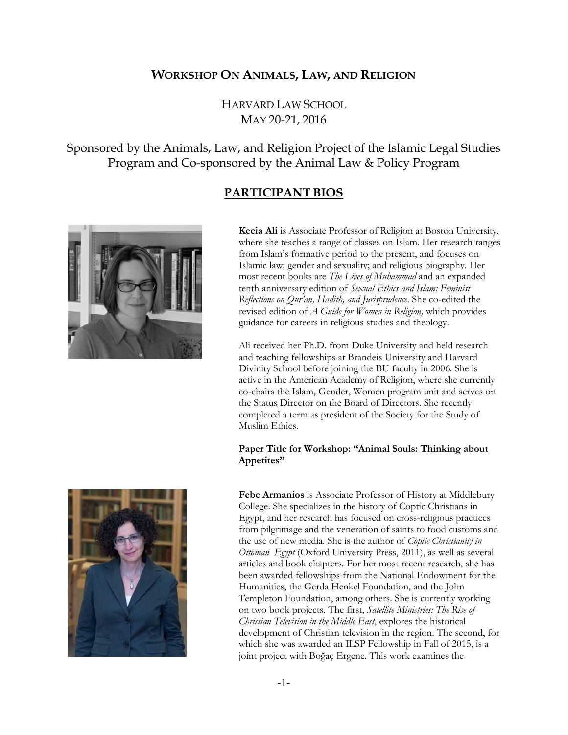## WORKSHOP ON ANIMALS, LAW, AND RELIGION

HARVARD LAW SCHOOL
MAY 20-21, 2016

Sponsored by the Animals, Law, and Religion Project of the Islamic Legal Studies Program and Co-sponsored by the Animal Law & Policy Program

## PARTICIPANT BIOS

**Kecia Ali** is Associate Professor of Religion at Boston University. where she teaches a range of classes on Islam. Her research ranges from Islam's formative period to the present, and focuses on Islamic law; gender and sexuality; and religious biography. Her most recent books are *The Lives of Muhammad* and an expanded tenth anniversary edition of *Sexual Ethics and Islam: Feminist Reflections on Qur'an, Hadith, and Jurisprudence*. She co-edited the revised edition of *A Guide for Women in Religion,* which provides guidance for careers in religious studies and theology.

Ali received her Ph.D. from Duke University and held research and teaching fellowships at Brandeis University and Harvard Divinity School before joining the BU faculty in 2006. She is active in the American Academy of Religion, where she currently co-chairs the Islam, Gender, Women program unit and serves on the Status Director on the Board of Directors. She recently completed a term as president of the Society for the Study of Muslim Ethics.

**Paper Title for Workshop: "Animal Souls: Thinking about Appetites"**

**Febe Armanios** is Associate Professor of History at Middlebury College. She specializes in the history of Coptic Christians in Egypt, and her research has focused on cross-religious practices from pilgrimage and the veneration of saints to food customs and the use of new media. She is the author of *Coptic Christianity in Ottoman Egypt* (Oxford University Press, 2011), as well as several articles and book chapters. For her most recent research, she has been awarded fellowships from the National Endowment for the Humanities, the Gerda Henkel Foundation, and the John Templeton Foundation, among others. She is currently working on two book projects. The first, *Satellite Ministries: The Rise of Christian Television in the Middle East*, explores the historical development of Christian television in the region. The second, for which she was awarded an ILSP Fellowship in Fall of 2015, is a joint project with Boğaç Ergene. This work examines the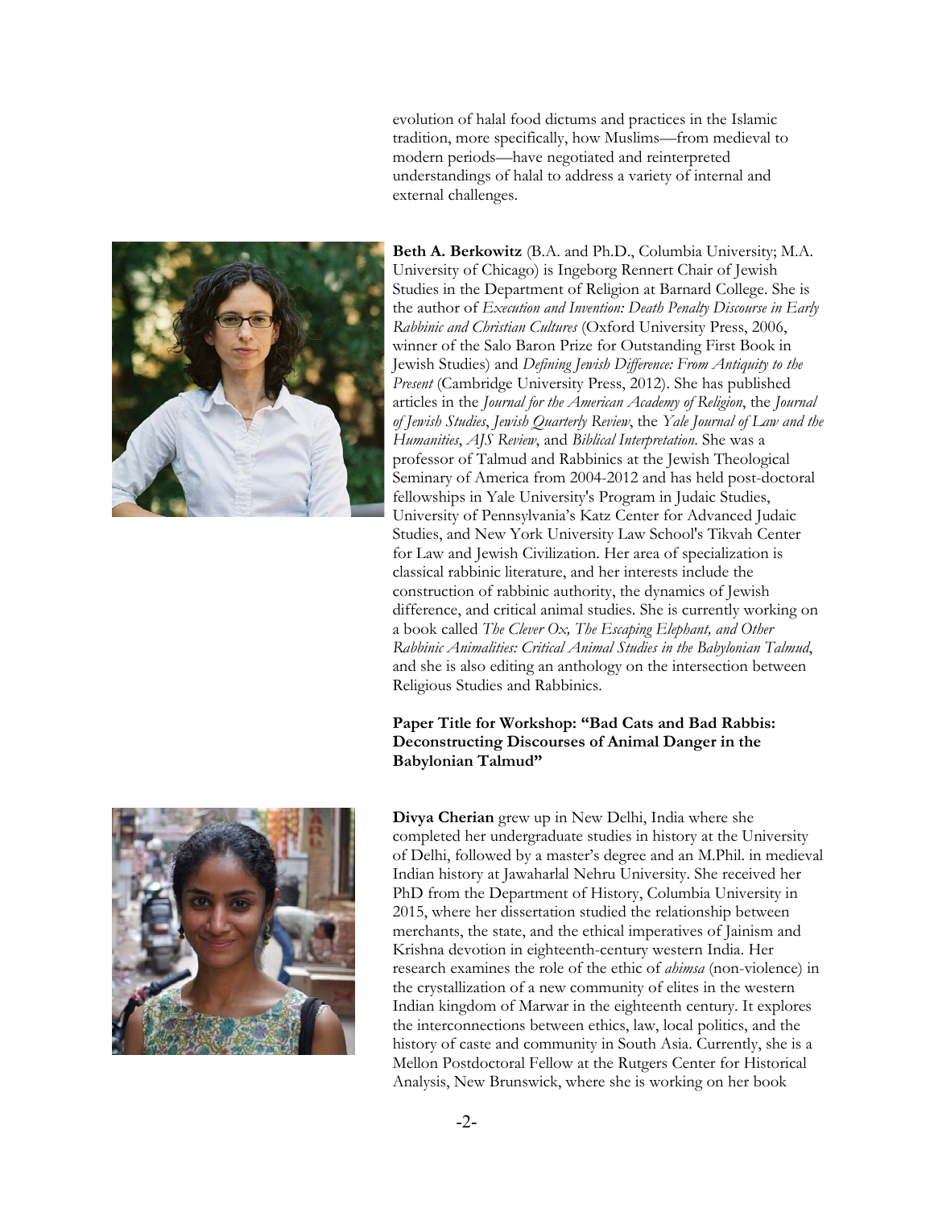evolution of halal food dictums and practices in the Islamic tradition, more specifically, how Muslims—from medieval to modern periods—have negotiated and reinterpreted understandings of halal to address a variety of internal and external challenges.

**Beth A. Berkowitz** (B.A. and Ph.D., Columbia University; M.A. University of Chicago) is Ingeborg Rennert Chair of Jewish Studies in the Department of Religion at Barnard College. She is the author of *Execution and Invention: Death Penalty Discourse in Early Rabbinic and Christian Cultures* (Oxford University Press, 2006, winner of the Salo Baron Prize for Outstanding First Book in Jewish Studies) and *Defining Jewish Difference: From Antiquity to the Present* (Cambridge University Press, 2012). She has published articles in the *Journal for the American Academy of Religion*, the *Journal of Jewish Studies*, *Jewish Quarterly Review*, the *Yale Journal of Law and the Humanities*, *AJS Review*, and *Biblical Interpretation*. She was a professor of Talmud and Rabbinics at the Jewish Theological Seminary of America from 2004-2012 and has held post-doctoral fellowships in Yale University's Program in Judaic Studies, University of Pennsylvania's Katz Center for Advanced Judaic Studies, and New York University Law School's Tikvah Center for Law and Jewish Civilization. Her area of specialization is classical rabbinic literature, and her interests include the construction of rabbinic authority, the dynamics of Jewish difference, and critical animal studies. She is currently working on a book called *The Clever Ox, The Escaping Elephant, and Other Rabbinic Animalities: Critical Animal Studies in the Babylonian Talmud*, and she is also editing an anthology on the intersection between Religious Studies and Rabbinics.

**Paper Title for Workshop: "Bad Cats and Bad Rabbis: Deconstructing Discourses of Animal Danger in the Babylonian Talmud"**

**Divya Cherian** grew up in New Delhi, India where she completed her undergraduate studies in history at the University of Delhi, followed by a master's degree and an M.Phil. in medieval Indian history at Jawaharlal Nehru University. She received her PhD from the Department of History, Columbia University in 2015, where her dissertation studied the relationship between merchants, the state, and the ethical imperatives of Jainism and Krishna devotion in eighteenth-century western India. Her research examines the role of the ethic of *ahimsa* (non-violence) in the crystallization of a new community of elites in the western Indian kingdom of Marwar in the eighteenth century. It explores the interconnections between ethics, law, local politics, and the history of caste and community in South Asia. Currently, she is a Mellon Postdoctoral Fellow at the Rutgers Center for Historical Analysis, New Brunswick, where she is working on her book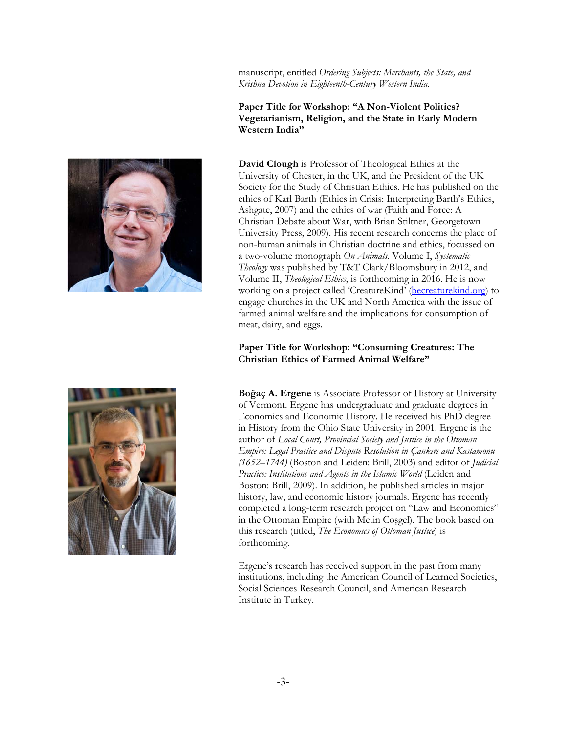manuscript, entitled *Ordering Subjects: Merchants, the State, and Krishna Devotion in Eighteenth-Century Western India*.

**Paper Title for Workshop: "A Non-Violent Politics? Vegetarianism, Religion, and the State in Early Modern Western India"**

**David Clough** is Professor of Theological Ethics at the University of Chester, in the UK, and the President of the UK Society for the Study of Christian Ethics. He has published on the ethics of Karl Barth (Ethics in Crisis: Interpreting Barth's Ethics, Ashgate, 2007) and the ethics of war (Faith and Force: A Christian Debate about War, with Brian Stiltner, Georgetown University Press, 2009). His recent research concerns the place of non-human animals in Christian doctrine and ethics, focussed on a two-volume monograph *On Animals*. Volume I, *Systematic Theology* was published by T&T Clark/Bloomsbury in 2012, and Volume II, *Theological Ethics*, is forthcoming in 2016. He is now working on a project called 'CreatureKind' (becreaturekind.org) to engage churches in the UK and North America with the issue of farmed animal welfare and the implications for consumption of meat, dairy, and eggs.

**Paper Title for Workshop: "Consuming Creatures: The Christian Ethics of Farmed Animal Welfare"**

**Boğaç A. Ergene** is Associate Professor of History at University of Vermont. Ergene has undergraduate and graduate degrees in Economics and Economic History. He received his PhD degree in History from the Ohio State University in 2001. Ergene is the author of *Local Court, Provincial Society and Justice in the Ottoman Empire: Legal Practice and Dispute Resolution in Çankırı and Kastamonu (1652–1744)* (Boston and Leiden: Brill, 2003) and editor of *Judicial Practice: Institutions and Agents in the Islamic World* (Leiden and Boston: Brill, 2009). In addition, he published articles in major history, law, and economic history journals. Ergene has recently completed a long-term research project on "Law and Economics" in the Ottoman Empire (with Metin Coşgel). The book based on this research (titled, *The Economics of Ottoman Justice*) is forthcoming.

Ergene's research has received support in the past from many institutions, including the American Council of Learned Societies, Social Sciences Research Council, and American Research Institute in Turkey.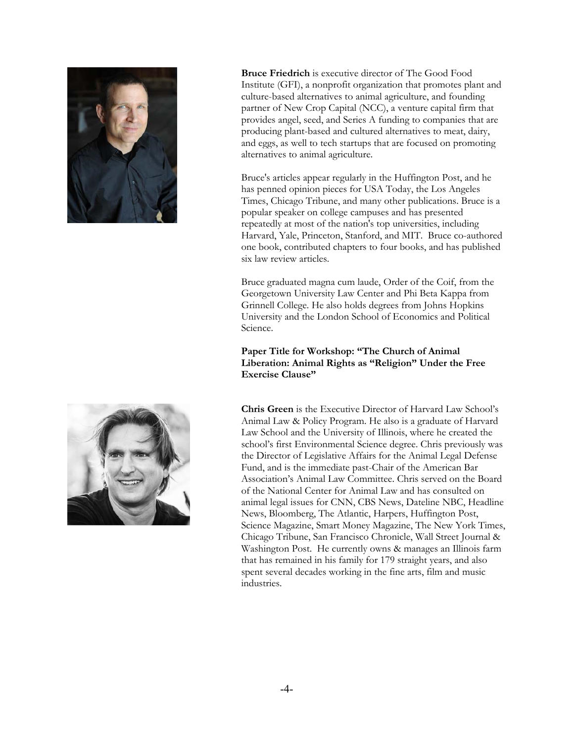**Bruce Friedrich** is executive director of The Good Food Institute (GFI), a nonprofit organization that promotes plant and culture-based alternatives to animal agriculture, and founding partner of New Crop Capital (NCC), a venture capital firm that provides angel, seed, and Series A funding to companies that are producing plant-based and cultured alternatives to meat, dairy, and eggs, as well to tech startups that are focused on promoting alternatives to animal agriculture.

Bruce's articles appear regularly in the Huffington Post, and he has penned opinion pieces for USA Today, the Los Angeles Times, Chicago Tribune, and many other publications. Bruce is a popular speaker on college campuses and has presented repeatedly at most of the nation's top universities, including Harvard, Yale, Princeton, Stanford, and MIT. Bruce co-authored one book, contributed chapters to four books, and has published six law review articles.

Bruce graduated magna cum laude, Order of the Coif, from the Georgetown University Law Center and Phi Beta Kappa from Grinnell College. He also holds degrees from Johns Hopkins University and the London School of Economics and Political Science.

**Paper Title for Workshop: "The Church of Animal Liberation: Animal Rights as "Religion" Under the Free Exercise Clause"**

**Chris Green** is the Executive Director of Harvard Law School's Animal Law & Policy Program. He also is a graduate of Harvard Law School and the University of Illinois, where he created the school's first Environmental Science degree. Chris previously was the Director of Legislative Affairs for the Animal Legal Defense Fund, and is the immediate past-Chair of the American Bar Association's Animal Law Committee. Chris served on the Board of the National Center for Animal Law and has consulted on animal legal issues for CNN, CBS News, Dateline NBC, Headline News, Bloomberg, The Atlantic, Harpers, Huffington Post, Science Magazine, Smart Money Magazine, The New York Times, Chicago Tribune, San Francisco Chronicle, Wall Street Journal & Washington Post. He currently owns & manages an Illinois farm that has remained in his family for 179 straight years, and also spent several decades working in the fine arts, film and music industries.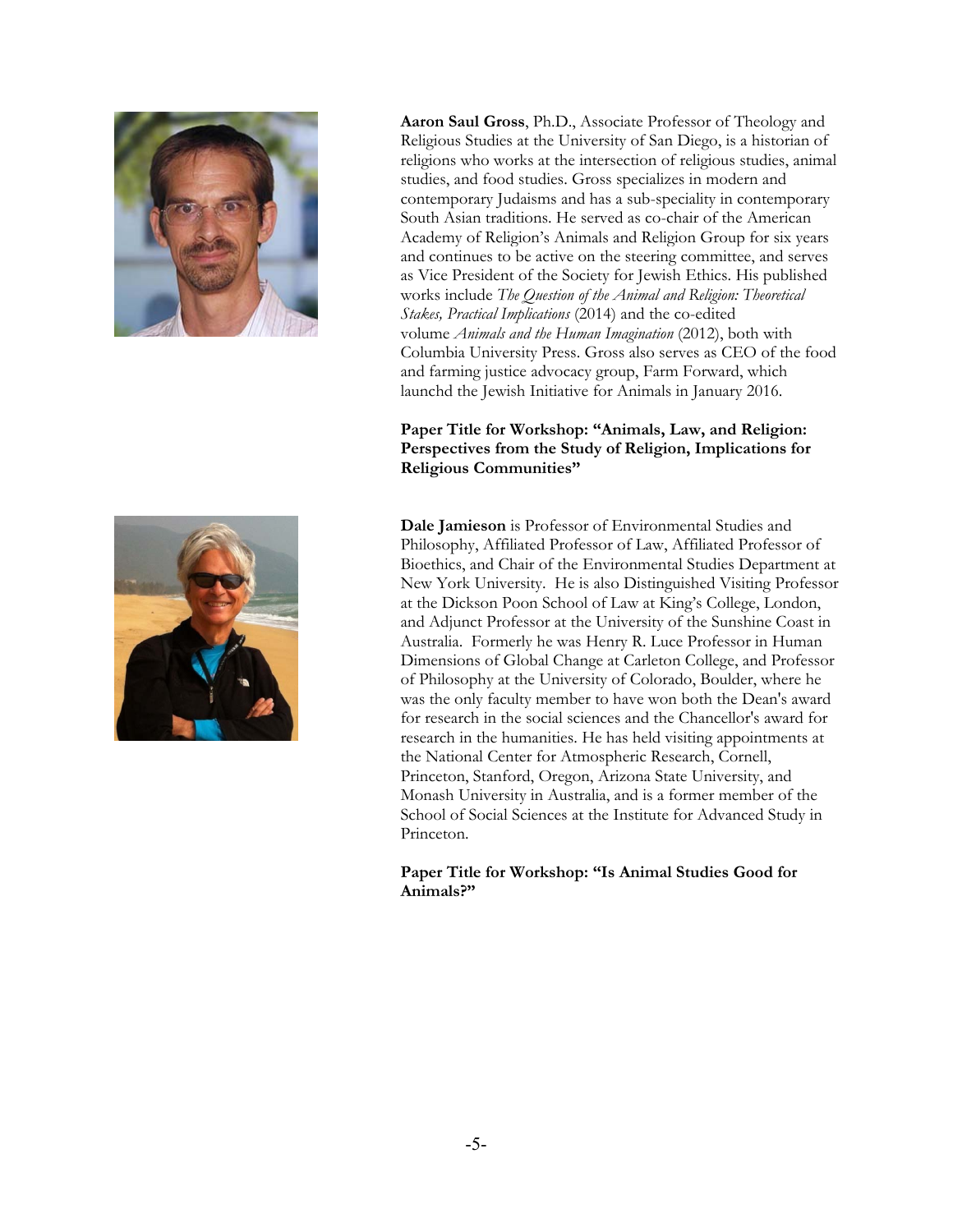**Aaron Saul Gross**, Ph.D., Associate Professor of Theology and Religious Studies at the University of San Diego, is a historian of religions who works at the intersection of religious studies, animal studies, and food studies. Gross specializes in modern and contemporary Judaisms and has a sub-speciality in contemporary South Asian traditions. He served as co-chair of the American Academy of Religion's Animals and Religion Group for six years and continues to be active on the steering committee, and serves as Vice President of the Society for Jewish Ethics. His published works include *The Question of the Animal and Religion: Theoretical Stakes, Practical Implications* (2014) and the co-edited volume *Animals and the Human Imagination* (2012), both with Columbia University Press. Gross also serves as CEO of the food and farming justice advocacy group, Farm Forward, which launchd the Jewish Initiative for Animals in January 2016.

**Paper Title for Workshop: "Animals, Law, and Religion: Perspectives from the Study of Religion, Implications for Religious Communities"**

**Dale Jamieson** is Professor of Environmental Studies and Philosophy, Affiliated Professor of Law, Affiliated Professor of Bioethics, and Chair of the Environmental Studies Department at New York University. He is also Distinguished Visiting Professor at the Dickson Poon School of Law at King's College, London, and Adjunct Professor at the University of the Sunshine Coast in Australia. Formerly he was Henry R. Luce Professor in Human Dimensions of Global Change at Carleton College, and Professor of Philosophy at the University of Colorado, Boulder, where he was the only faculty member to have won both the Dean's award for research in the social sciences and the Chancellor's award for research in the humanities. He has held visiting appointments at the National Center for Atmospheric Research, Cornell, Princeton, Stanford, Oregon, Arizona State University, and Monash University in Australia, and is a former member of the School of Social Sciences at the Institute for Advanced Study in Princeton.

**Paper Title for Workshop: "Is Animal Studies Good for Animals?"**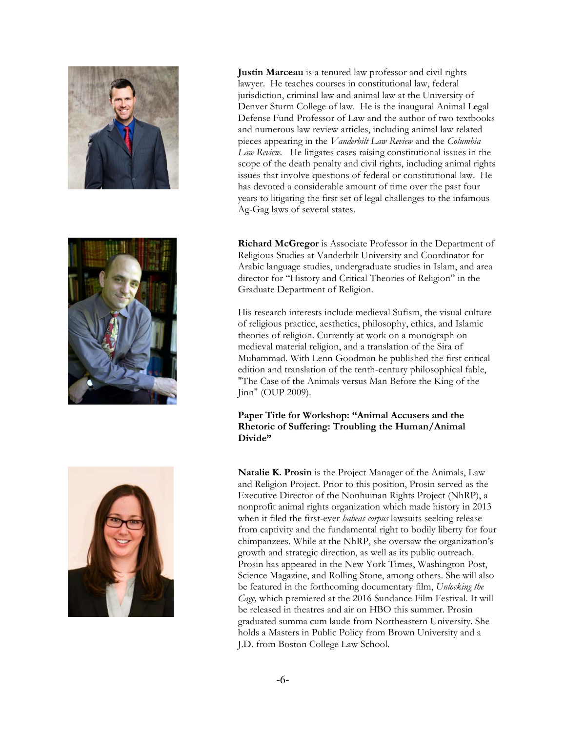**Justin Marceau** is a tenured law professor and civil rights lawyer. He teaches courses in constitutional law, federal jurisdiction, criminal law and animal law at the University of Denver Sturm College of law. He is the inaugural Animal Legal Defense Fund Professor of Law and the author of two textbooks and numerous law review articles, including animal law related pieces appearing in the *Vanderbilt Law Review* and the *Columbia Law Review*. He litigates cases raising constitutional issues in the scope of the death penalty and civil rights, including animal rights issues that involve questions of federal or constitutional law. He has devoted a considerable amount of time over the past four years to litigating the first set of legal challenges to the infamous Ag-Gag laws of several states.

**Richard McGregor** is Associate Professor in the Department of Religious Studies at Vanderbilt University and Coordinator for Arabic language studies, undergraduate studies in Islam, and area director for "History and Critical Theories of Religion" in the Graduate Department of Religion.

His research interests include medieval Sufism, the visual culture of religious practice, aesthetics, philosophy, ethics, and Islamic theories of religion. Currently at work on a monograph on medieval material religion, and a translation of the Sira of Muhammad. With Lenn Goodman he published the first critical edition and translation of the tenth-century philosophical fable, "The Case of the Animals versus Man Before the King of the Jinn" (OUP 2009).

**Paper Title for Workshop: "Animal Accusers and the Rhetoric of Suffering: Troubling the Human/Animal Divide"**

**Natalie K. Prosin** is the Project Manager of the Animals, Law and Religion Project. Prior to this position, Prosin served as the Executive Director of the Nonhuman Rights Project (NhRP), a nonprofit animal rights organization which made history in 2013 when it filed the first-ever *habeas corpus* lawsuits seeking release from captivity and the fundamental right to bodily liberty for four chimpanzees. While at the NhRP, she oversaw the organization's growth and strategic direction, as well as its public outreach. Prosin has appeared in the New York Times, Washington Post, Science Magazine, and Rolling Stone, among others. She will also be featured in the forthcoming documentary film, *Unlocking the Cage,* which premiered at the 2016 Sundance Film Festival. It will be released in theatres and air on HBO this summer. Prosin graduated summa cum laude from Northeastern University. She holds a Masters in Public Policy from Brown University and a J.D. from Boston College Law School.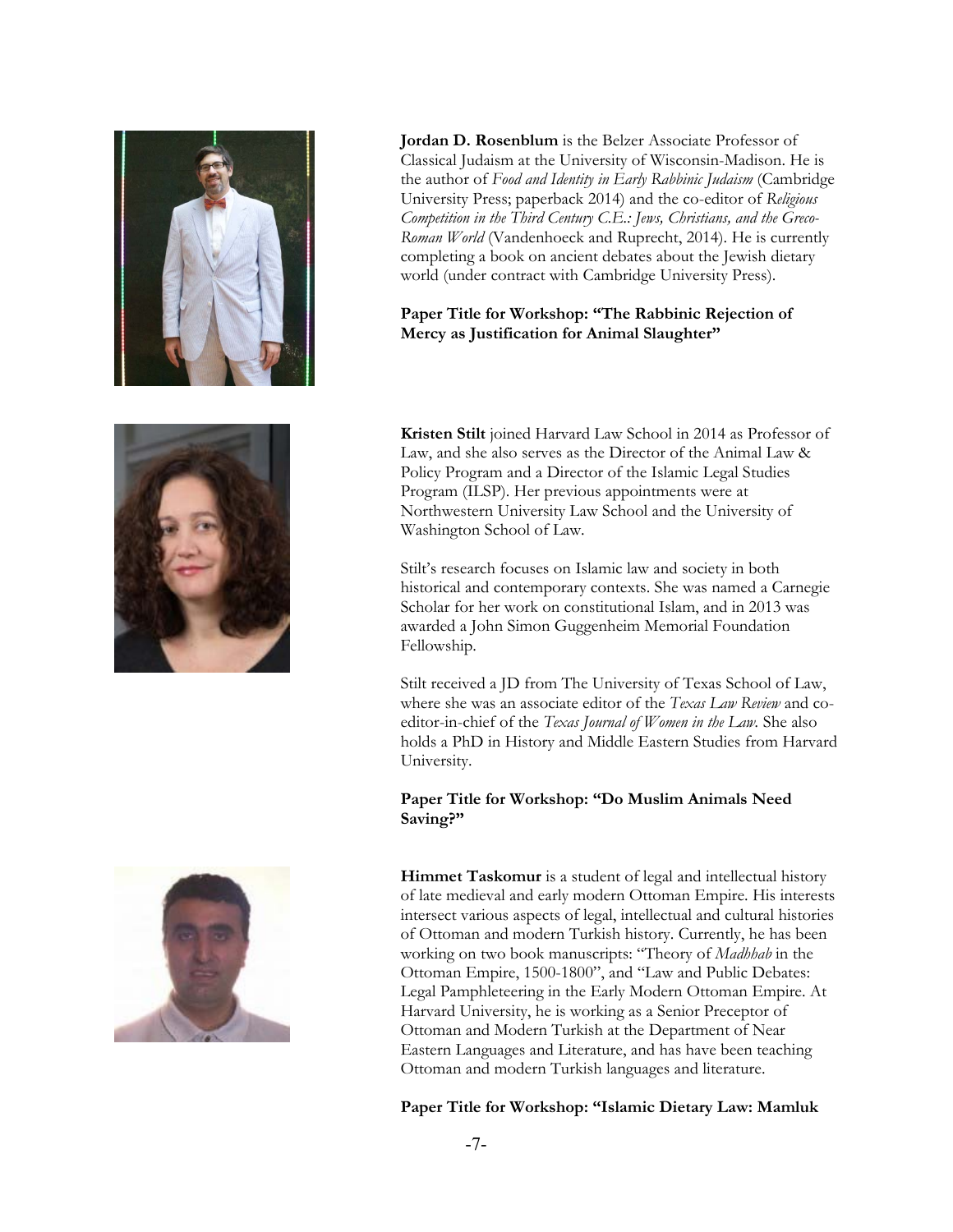**Jordan D. Rosenblum** is the Belzer Associate Professor of Classical Judaism at the University of Wisconsin-Madison. He is the author of *Food and Identity in Early Rabbinic Judaism* (Cambridge University Press; paperback 2014) and the co-editor of *Religious Competition in the Third Century C.E.: Jews, Christians, and the Greco-Roman World* (Vandenhoeck and Ruprecht, 2014). He is currently completing a book on ancient debates about the Jewish dietary world (under contract with Cambridge University Press).

**Paper Title for Workshop: "The Rabbinic Rejection of Mercy as Justification for Animal Slaughter"**

**Kristen Stilt** joined Harvard Law School in 2014 as Professor of Law, and she also serves as the Director of the Animal Law & Policy Program and a Director of the Islamic Legal Studies Program (ILSP). Her previous appointments were at Northwestern University Law School and the University of Washington School of Law.

Stilt's research focuses on Islamic law and society in both historical and contemporary contexts. She was named a Carnegie Scholar for her work on constitutional Islam, and in 2013 was awarded a John Simon Guggenheim Memorial Foundation Fellowship.

Stilt received a JD from The University of Texas School of Law, where she was an associate editor of the *Texas Law Review* and co-editor-in-chief of the *Texas Journal of Women in the Law*. She also holds a PhD in History and Middle Eastern Studies from Harvard University.

**Paper Title for Workshop: "Do Muslim Animals Need Saving?"**

**Himmet Taskomur** is a student of legal and intellectual history of late medieval and early modern Ottoman Empire. His interests intersect various aspects of legal, intellectual and cultural histories of Ottoman and modern Turkish history. Currently, he has been working on two book manuscripts: "Theory of *Madhhab* in the Ottoman Empire, 1500-1800", and "Law and Public Debates: Legal Pamphleteering in the Early Modern Ottoman Empire. At Harvard University, he is working as a Senior Preceptor of Ottoman and Modern Turkish at the Department of Near Eastern Languages and Literature, and has have been teaching Ottoman and modern Turkish languages and literature.

**Paper Title for Workshop: "Islamic Dietary Law: Mamluk**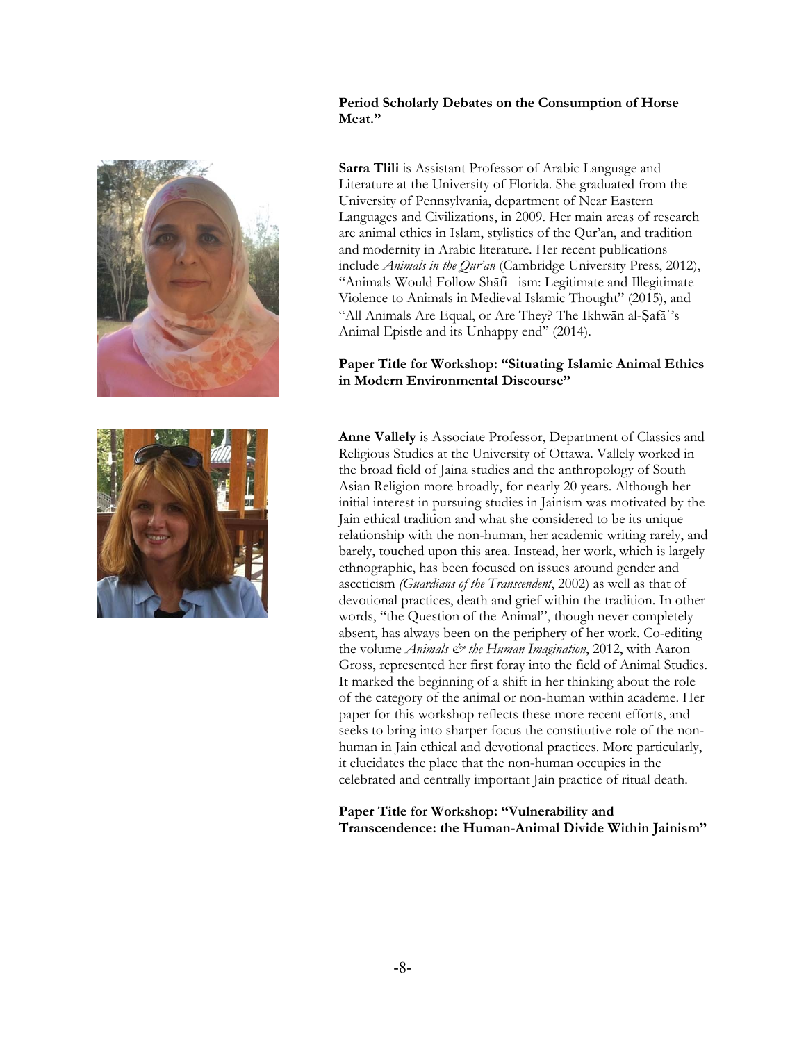**Period Scholarly Debates on the Consumption of Horse Meat."**

**Sarra Tlili** is Assistant Professor of Arabic Language and Literature at the University of Florida. She graduated from the University of Pennsylvania, department of Near Eastern Languages and Civilizations, in 2009. Her main areas of research are animal ethics in Islam, stylistics of the Qur'an, and tradition and modernity in Arabic literature. Her recent publications include *Animals in the Qur'an* (Cambridge University Press, 2012), "Animals Would Follow Shāfi ism: Legitimate and Illegitimate Violence to Animals in Medieval Islamic Thought" (2015), and "All Animals Are Equal, or Are They? The Ikhwān al-Ṣafāʾ's Animal Epistle and its Unhappy end" (2014).

**Paper Title for Workshop: "Situating Islamic Animal Ethics in Modern Environmental Discourse"**

**Anne Vallely** is Associate Professor, Department of Classics and Religious Studies at the University of Ottawa. Vallely worked in the broad field of Jaina studies and the anthropology of South Asian Religion more broadly, for nearly 20 years. Although her initial interest in pursuing studies in Jainism was motivated by the Jain ethical tradition and what she considered to be its unique relationship with the non-human, her academic writing rarely, and barely, touched upon this area. Instead, her work, which is largely ethnographic, has been focused on issues around gender and asceticism *(Guardians of the Transcendent*, 2002) as well as that of devotional practices, death and grief within the tradition. In other words, "the Question of the Animal", though never completely absent, has always been on the periphery of her work. Co-editing the volume *Animals & the Human Imagination*, 2012, with Aaron Gross, represented her first foray into the field of Animal Studies. It marked the beginning of a shift in her thinking about the role of the category of the animal or non-human within academe. Her paper for this workshop reflects these more recent efforts, and seeks to bring into sharper focus the constitutive role of the non-human in Jain ethical and devotional practices. More particularly, it elucidates the place that the non-human occupies in the celebrated and centrally important Jain practice of ritual death.

**Paper Title for Workshop: "Vulnerability and Transcendence: the Human-Animal Divide Within Jainism"**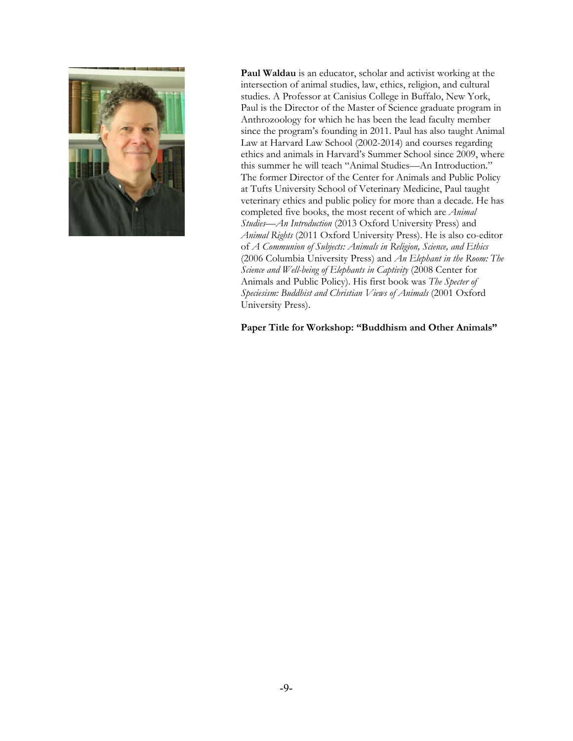**Paul Waldau** is an educator, scholar and activist working at the intersection of animal studies, law, ethics, religion, and cultural studies. A Professor at Canisius College in Buffalo, New York, Paul is the Director of the Master of Science graduate program in Anthrozoology for which he has been the lead faculty member since the program's founding in 2011. Paul has also taught Animal Law at Harvard Law School (2002-2014) and courses regarding ethics and animals in Harvard's Summer School since 2009, where this summer he will teach "Animal Studies—An Introduction." The former Director of the Center for Animals and Public Policy at Tufts University School of Veterinary Medicine, Paul taught veterinary ethics and public policy for more than a decade. He has completed five books, the most recent of which are *Animal Studies—An Introduction* (2013 Oxford University Press) and *Animal Rights* (2011 Oxford University Press). He is also co-editor of *A Communion of Subjects: Animals in Religion, Science, and Ethics* (2006 Columbia University Press) and *An Elephant in the Room: The Science and Well-being of Elephants in Captivity* (2008 Center for Animals and Public Policy). His first book was *The Specter of Speciesism: Buddhist and Christian Views of Animals* (2001 Oxford University Press).

**Paper Title for Workshop: "Buddhism and Other Animals"**